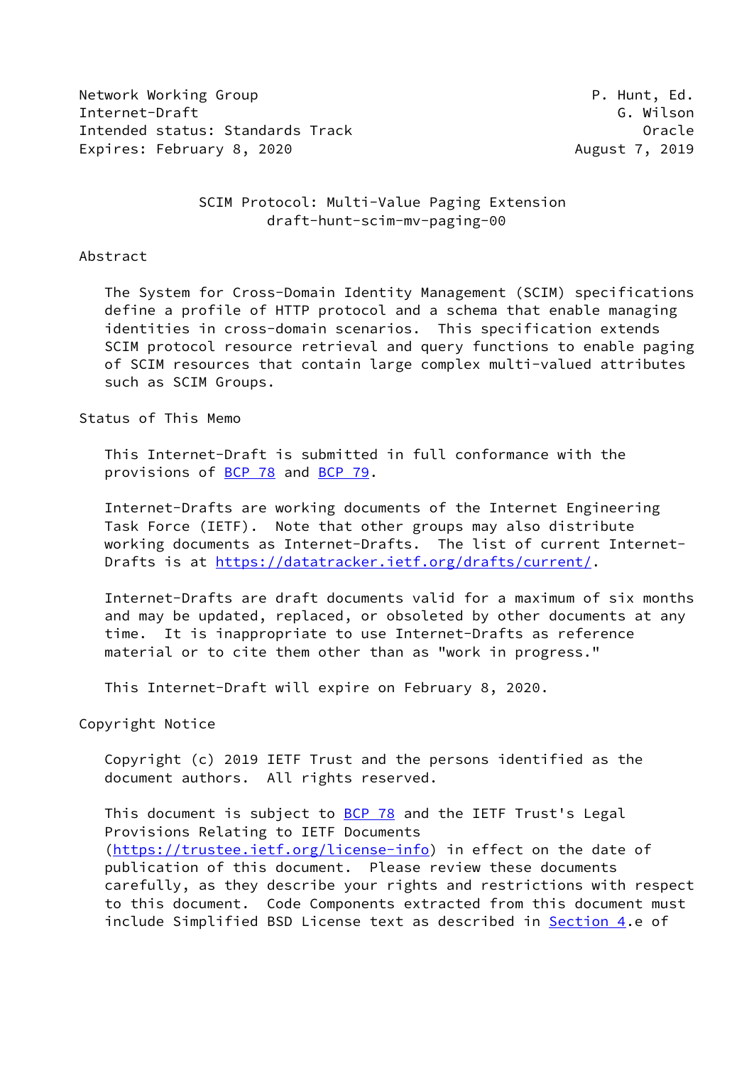Network Working Group P. Hunt, Ed.
Internet-Draft G. Wilson
Intended status: Standards Track Oracle
Expires: February 8, 2020 August 7, 2019

# SCIM Protocol: Multi-Value Paging Extension
draft-hunt-scim-mv-paging-00

## Abstract

The System for Cross-Domain Identity Management (SCIM) specifications define a profile of HTTP protocol and a schema that enable managing identities in cross-domain scenarios. This specification extends SCIM protocol resource retrieval and query functions to enable paging of SCIM resources that contain large complex multi-valued attributes such as SCIM Groups.

## Status of This Memo

This Internet-Draft is submitted in full conformance with the provisions of BCP 78 and BCP 79.

Internet-Drafts are working documents of the Internet Engineering Task Force (IETF). Note that other groups may also distribute working documents as Internet-Drafts. The list of current Internet-Drafts is at https://datatracker.ietf.org/drafts/current/.

Internet-Drafts are draft documents valid for a maximum of six months and may be updated, replaced, or obsoleted by other documents at any time. It is inappropriate to use Internet-Drafts as reference material or to cite them other than as "work in progress."

This Internet-Draft will expire on February 8, 2020.

## Copyright Notice

Copyright (c) 2019 IETF Trust and the persons identified as the document authors. All rights reserved.

This document is subject to BCP 78 and the IETF Trust's Legal Provisions Relating to IETF Documents (https://trustee.ietf.org/license-info) in effect on the date of publication of this document. Please review these documents carefully, as they describe your rights and restrictions with respect to this document. Code Components extracted from this document must include Simplified BSD License text as described in Section 4.e of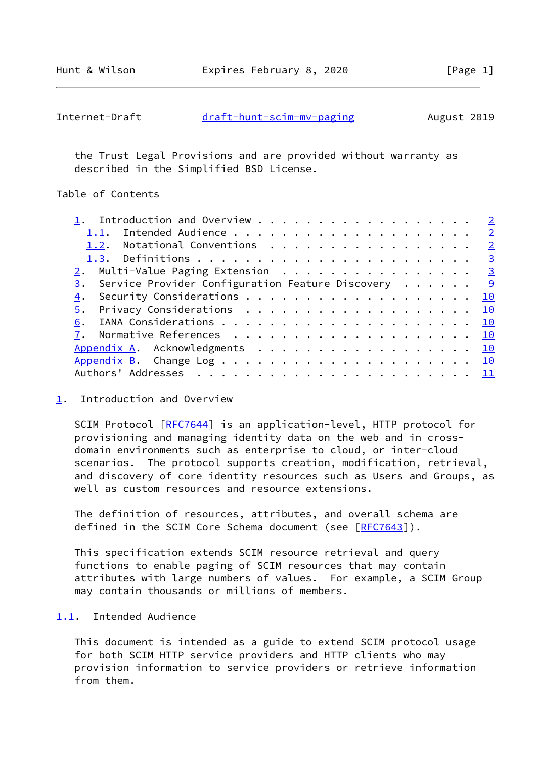the Trust Legal Provisions and are provided without warranty as described in the Simplified BSD License.

Table of Contents

- 1. Introduction and Overview . . . . . . . . . . . . . . . . . . 2
  - 1.1. Intended Audience . . . . . . . . . . . . . . . . . . . 2
  - 1.2. Notational Conventions . . . . . . . . . . . . . . . . . 2
  - 1.3. Definitions . . . . . . . . . . . . . . . . . . . . . . 3
- 2. Multi-Value Paging Extension . . . . . . . . . . . . . . . . 3
- 3. Service Provider Configuration Feature Discovery . . . . . . 9
- 4. Security Considerations . . . . . . . . . . . . . . . . . . . 10
- 5. Privacy Considerations . . . . . . . . . . . . . . . . . . . 10
- 6. IANA Considerations . . . . . . . . . . . . . . . . . . . . . 10
- 7. Normative References . . . . . . . . . . . . . . . . . . . . 10
- Appendix A. Acknowledgments . . . . . . . . . . . . . . . . . . 10
- Appendix B. Change Log . . . . . . . . . . . . . . . . . . . . . 10
- Authors' Addresses . . . . . . . . . . . . . . . . . . . . . . . 11

# 1. Introduction and Overview

SCIM Protocol [RFC7644] is an application-level, HTTP protocol for provisioning and managing identity data on the web and in cross-domain environments such as enterprise to cloud, or inter-cloud scenarios. The protocol supports creation, modification, retrieval, and discovery of core identity resources such as Users and Groups, as well as custom resources and resource extensions.

The definition of resources, attributes, and overall schema are defined in the SCIM Core Schema document (see [RFC7643]).

This specification extends SCIM resource retrieval and query functions to enable paging of SCIM resources that may contain attributes with large numbers of values. For example, a SCIM Group may contain thousands or millions of members.

## 1.1. Intended Audience

This document is intended as a guide to extend SCIM protocol usage for both SCIM HTTP service providers and HTTP clients who may provision information to service providers or retrieve information from them.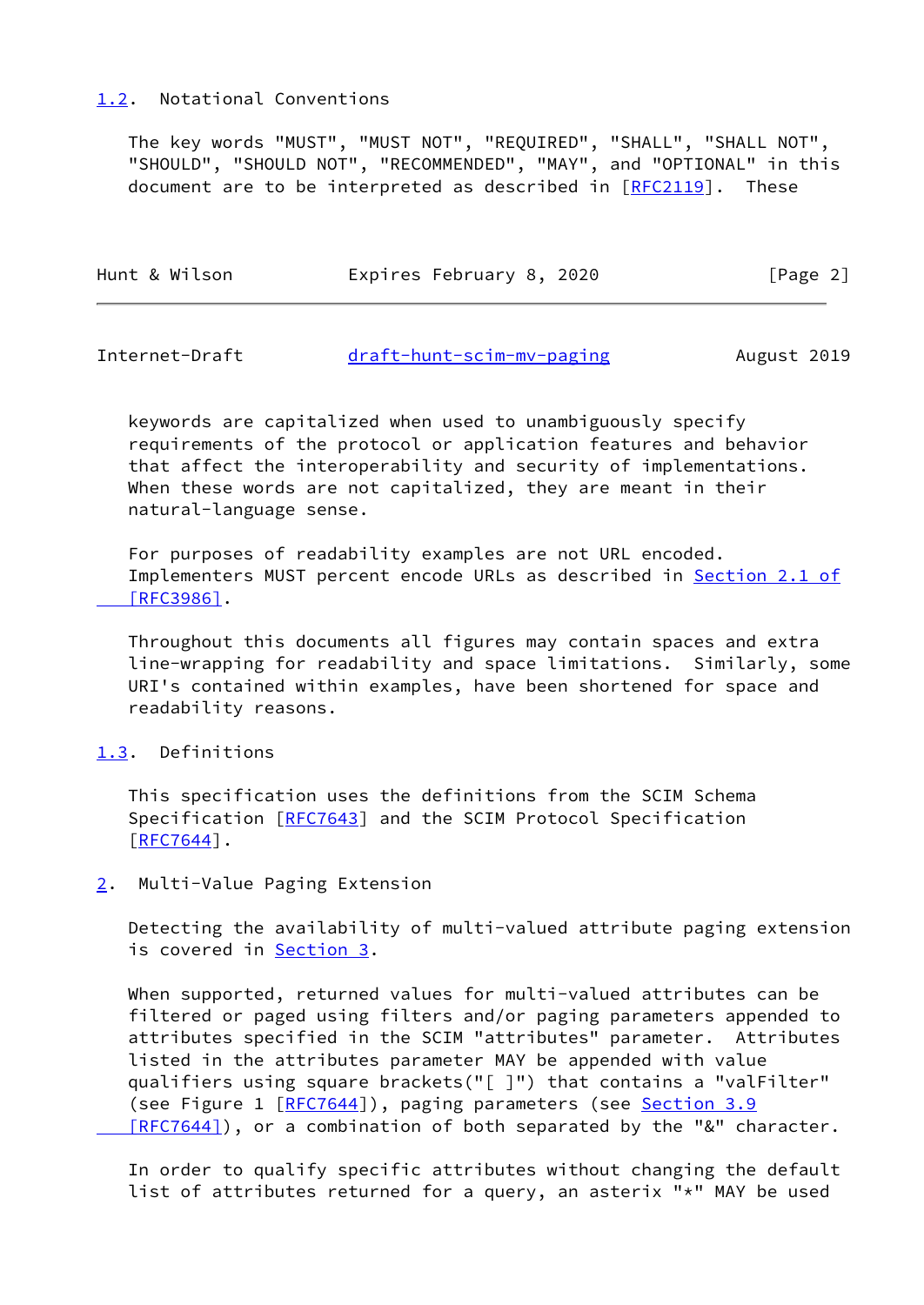## 1.2. Notational Conventions

The key words "MUST", "MUST NOT", "REQUIRED", "SHALL", "SHALL NOT", "SHOULD", "SHOULD NOT", "RECOMMENDED", "MAY", and "OPTIONAL" in this document are to be interpreted as described in [RFC2119]. These keywords are capitalized when used to unambiguously specify requirements of the protocol or application features and behavior that affect the interoperability and security of implementations. When these words are not capitalized, they are meant in their natural-language sense.

For purposes of readability examples are not URL encoded. Implementers MUST percent encode URLs as described in Section 2.1 of [RFC3986].

Throughout this documents all figures may contain spaces and extra line-wrapping for readability and space limitations. Similarly, some URI's contained within examples, have been shortened for space and readability reasons.

## 1.3. Definitions

This specification uses the definitions from the SCIM Schema Specification [RFC7643] and the SCIM Protocol Specification [RFC7644].

# 2. Multi-Value Paging Extension

Detecting the availability of multi-valued attribute paging extension is covered in Section 3.

When supported, returned values for multi-valued attributes can be filtered or paged using filters and/or paging parameters appended to attributes specified in the SCIM "attributes" parameter. Attributes listed in the attributes parameter MAY be appended with value qualifiers using square brackets("[ ]") that contains a "valFilter" (see Figure 1 [RFC7644]), paging parameters (see Section 3.9 [RFC7644]), or a combination of both separated by the "&" character.

In order to qualify specific attributes without changing the default list of attributes returned for a query, an asterix "*" MAY be used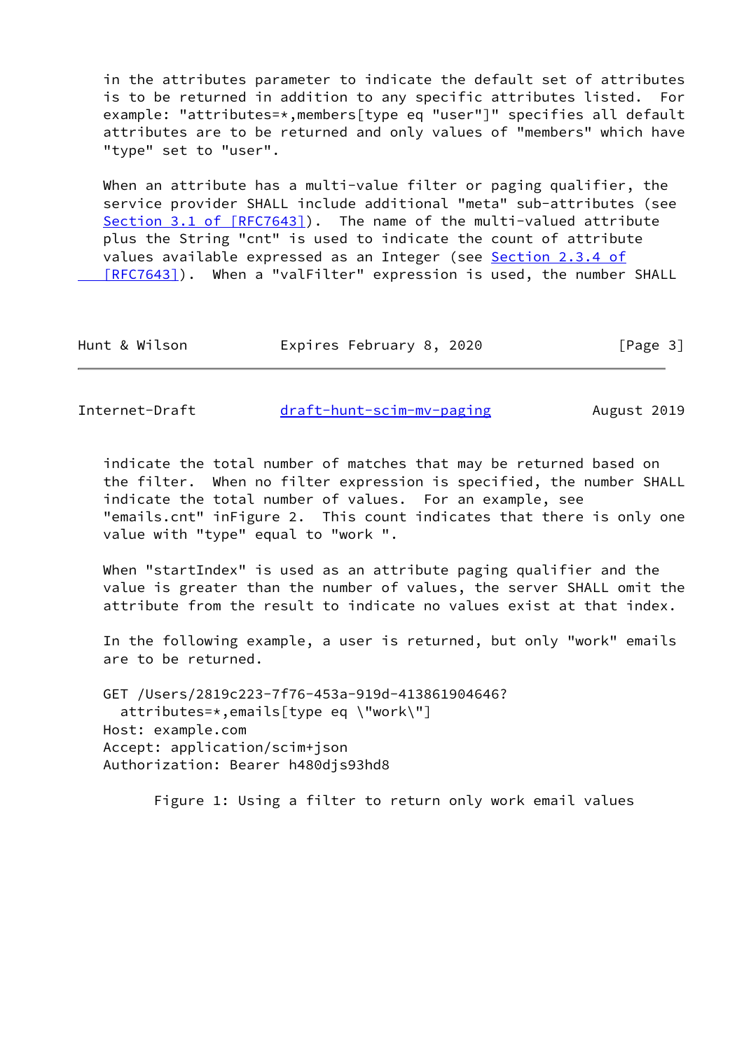in the attributes parameter to indicate the default set of attributes is to be returned in addition to any specific attributes listed. For example: "attributes=*,members[type eq "user"]" specifies all default attributes are to be returned and only values of "members" which have "type" set to "user".

When an attribute has a multi-value filter or paging qualifier, the service provider SHALL include additional "meta" sub-attributes (see Section 3.1 of [RFC7643]). The name of the multi-valued attribute plus the String "cnt" is used to indicate the count of attribute values available expressed as an Integer (see Section 2.3.4 of [RFC7643]). When a "valFilter" expression is used, the number SHALL indicate the total number of matches that may be returned based on the filter. When no filter expression is specified, the number SHALL indicate the total number of values. For an example, see "emails.cnt" inFigure 2. This count indicates that there is only one value with "type" equal to "work ".

When "startIndex" is used as an attribute paging qualifier and the value is greater than the number of values, the server SHALL omit the attribute from the result to indicate no values exist at that index.

In the following example, a user is returned, but only "work" emails are to be returned.

```
GET /Users/2819c223-7f76-453a-919d-413861904646?
  attributes=*,emails[type eq \"work\"]
Host: example.com
Accept: application/scim+json
Authorization: Bearer h480djs93hd8
```

Figure 1: Using a filter to return only work email values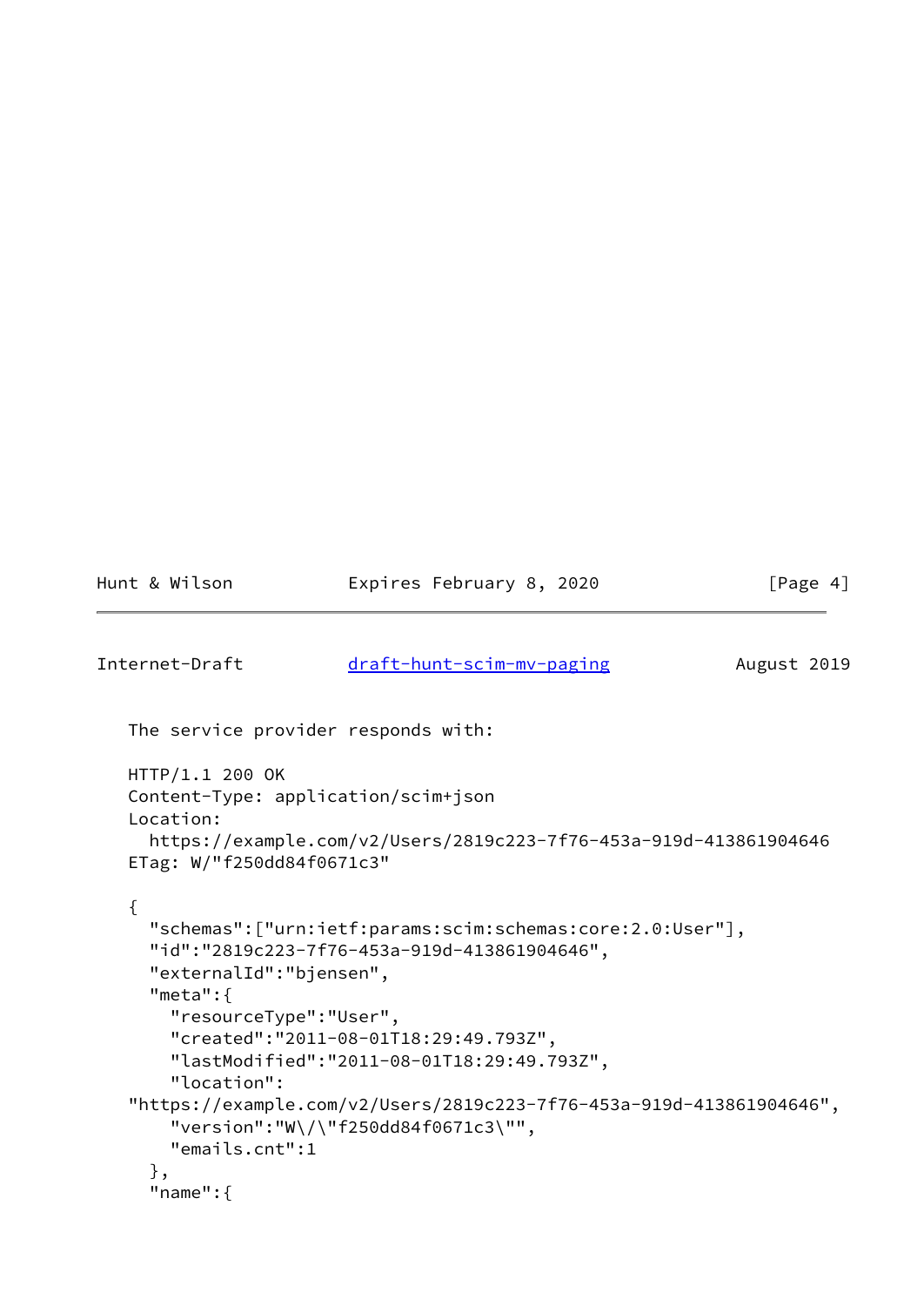The service provider responds with:

```
HTTP/1.1 200 OK
Content-Type: application/scim+json
Location:
  https://example.com/v2/Users/2819c223-7f76-453a-919d-413861904646
ETag: W/"f250dd84f0671c3"

{
  "schemas":["urn:ietf:params:scim:schemas:core:2.0:User"],
  "id":"2819c223-7f76-453a-919d-413861904646",
  "externalId":"bjensen",
  "meta":{
    "resourceType":"User",
    "created":"2011-08-01T18:29:49.793Z",
    "lastModified":"2011-08-01T18:29:49.793Z",
    "location":
"https://example.com/v2/Users/2819c223-7f76-453a-919d-413861904646",
    "version":"W\/\"f250dd84f0671c3\"",
    "emails.cnt":1
  },
  "name":{
```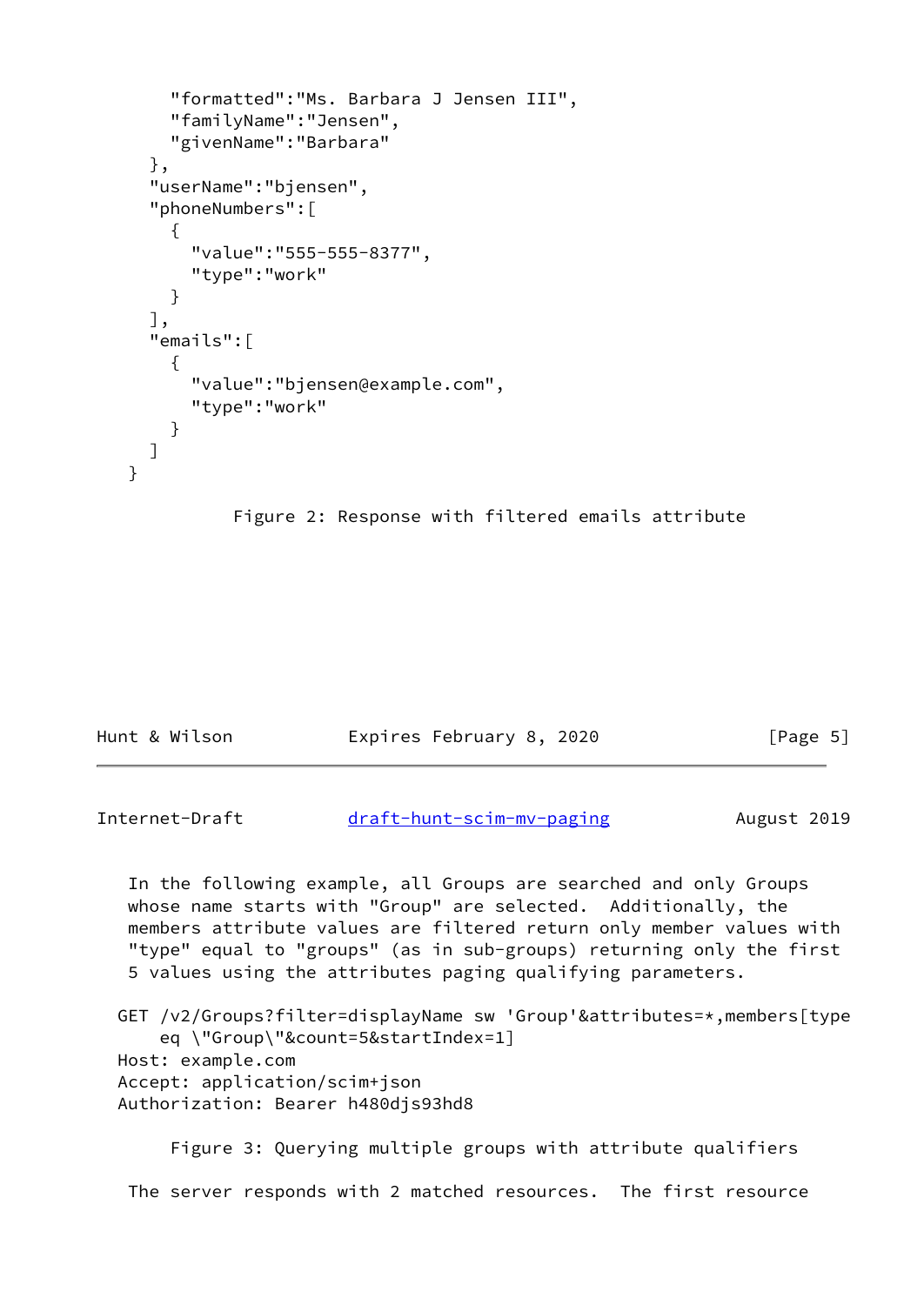```
        "formatted":"Ms. Barbara J Jensen III",
        "familyName":"Jensen",
        "givenName":"Barbara"
      },
      "userName":"bjensen",
      "phoneNumbers":[
        {
          "value":"555-555-8377",
          "type":"work"
        }
      ],
      "emails":[
        {
          "value":"bjensen@example.com",
          "type":"work"
        }
      ]
    }
```

Figure 2: Response with filtered emails attribute

In the following example, all Groups are searched and only Groups whose name starts with "Group" are selected. Additionally, the members attribute values are filtered return only member values with "type" equal to "groups" (as in sub-groups) returning only the first 5 values using the attributes paging qualifying parameters.

```
GET /v2/Groups?filter=displayName sw 'Group'&attributes=*,members[type
    eq \"Group\"&count=5&startIndex=1]
Host: example.com
Accept: application/scim+json
Authorization: Bearer h480djs93hd8
```

Figure 3: Querying multiple groups with attribute qualifiers

The server responds with 2 matched resources. The first resource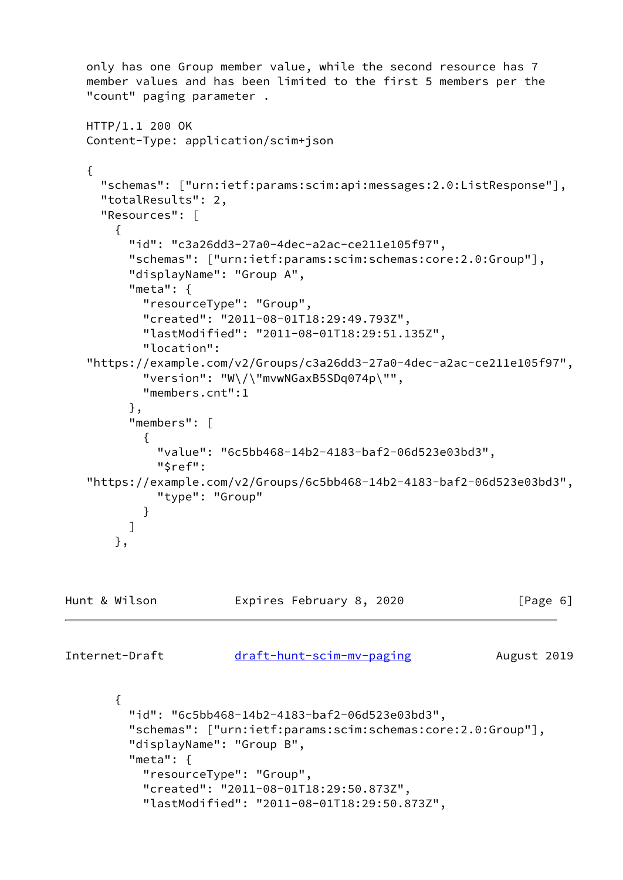only has one Group member value, while the second resource has 7 member values and has been limited to the first 5 members per the "count" paging parameter .

```
HTTP/1.1 200 OK
Content-Type: application/scim+json

{
  "schemas": ["urn:ietf:params:scim:api:messages:2.0:ListResponse"],
  "totalResults": 2,
  "Resources": [
    {
      "id": "c3a26dd3-27a0-4dec-a2ac-ce211e105f97",
      "schemas": ["urn:ietf:params:scim:schemas:core:2.0:Group"],
      "displayName": "Group A",
      "meta": {
        "resourceType": "Group",
        "created": "2011-08-01T18:29:49.793Z",
        "lastModified": "2011-08-01T18:29:51.135Z",
        "location":
"https://example.com/v2/Groups/c3a26dd3-27a0-4dec-a2ac-ce211e105f97",
        "version": "W\/\"mvwNGaxB5SDq074p\"",
        "members.cnt":1
      },
      "members": [
        {
          "value": "6c5bb468-14b2-4183-baf2-06d523e03bd3",
          "$ref":
"https://example.com/v2/Groups/6c5bb468-14b2-4183-baf2-06d523e03bd3",
          "type": "Group"
        }
      ]
    },
```

```
    {
      "id": "6c5bb468-14b2-4183-baf2-06d523e03bd3",
      "schemas": ["urn:ietf:params:scim:schemas:core:2.0:Group"],
      "displayName": "Group B",
      "meta": {
        "resourceType": "Group",
        "created": "2011-08-01T18:29:50.873Z",
        "lastModified": "2011-08-01T18:29:50.873Z",
```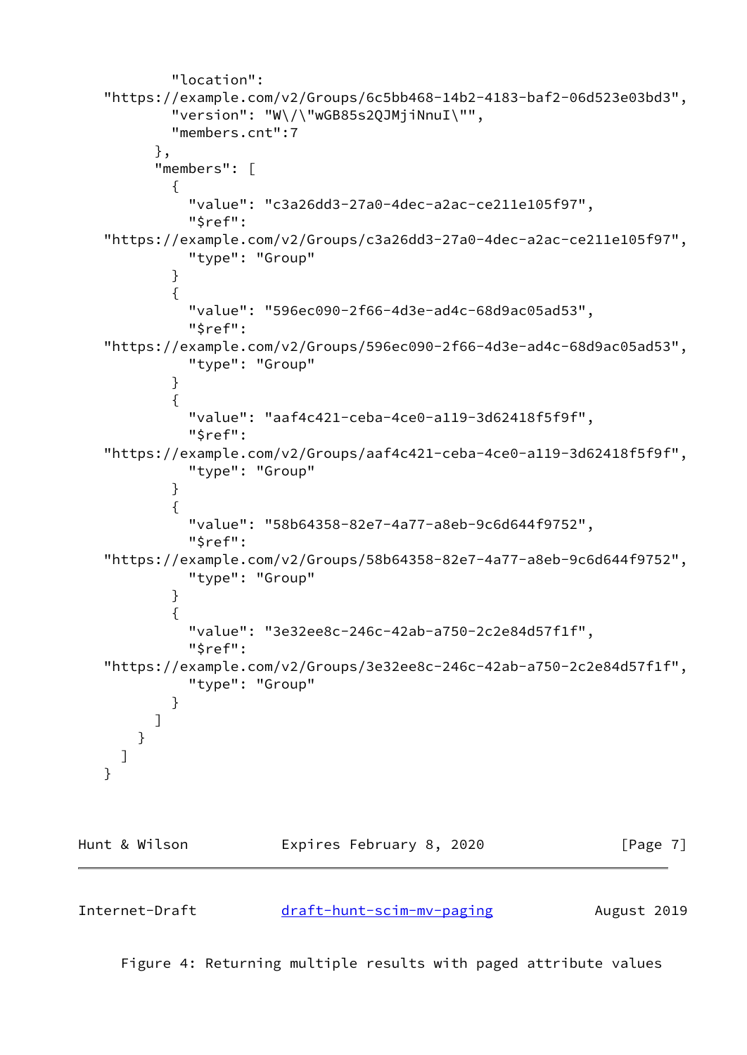```
          "location":
   "https://example.com/v2/Groups/6c5bb468-14b2-4183-baf2-06d523e03bd3",
          "version": "W\/\"wGB85s2QJMjiNnuI\"",
          "members.cnt":7
        },
        "members": [
          {
            "value": "c3a26dd3-27a0-4dec-a2ac-ce211e105f97",
            "$ref":
   "https://example.com/v2/Groups/c3a26dd3-27a0-4dec-a2ac-ce211e105f97",
            "type": "Group"
          }
          {
            "value": "596ec090-2f66-4d3e-ad4c-68d9ac05ad53",
            "$ref":
   "https://example.com/v2/Groups/596ec090-2f66-4d3e-ad4c-68d9ac05ad53",
            "type": "Group"
          }
          {
            "value": "aaf4c421-ceba-4ce0-a119-3d62418f5f9f",
            "$ref":
   "https://example.com/v2/Groups/aaf4c421-ceba-4ce0-a119-3d62418f5f9f",
            "type": "Group"
          }
          {
            "value": "58b64358-82e7-4a77-a8eb-9c6d644f9752",
            "$ref":
   "https://example.com/v2/Groups/58b64358-82e7-4a77-a8eb-9c6d644f9752",
            "type": "Group"
          }
          {
            "value": "3e32ee8c-246c-42ab-a750-2c2e84d57f1f",
            "$ref":
   "https://example.com/v2/Groups/3e32ee8c-246c-42ab-a750-2c2e84d57f1f",
            "type": "Group"
          }
        ]
      }
    ]
   }
```

Figure 4: Returning multiple results with paged attribute values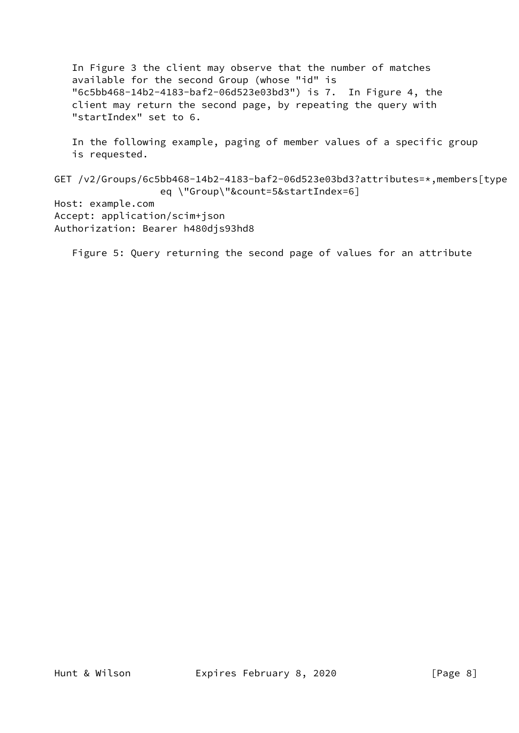In Figure 3 the client may observe that the number of matches available for the second Group (whose "id" is "6c5bb468-14b2-4183-baf2-06d523e03bd3") is 7. In Figure 4, the client may return the second page, by repeating the query with "startIndex" set to 6.

In the following example, paging of member values of a specific group is requested.

```
GET /v2/Groups/6c5bb468-14b2-4183-baf2-06d523e03bd3?attributes=*,members[type
                 eq \"Group\"&count=5&startIndex=6]
Host: example.com
Accept: application/scim+json
Authorization: Bearer h480djs93hd8
```

Figure 5: Query returning the second page of values for an attribute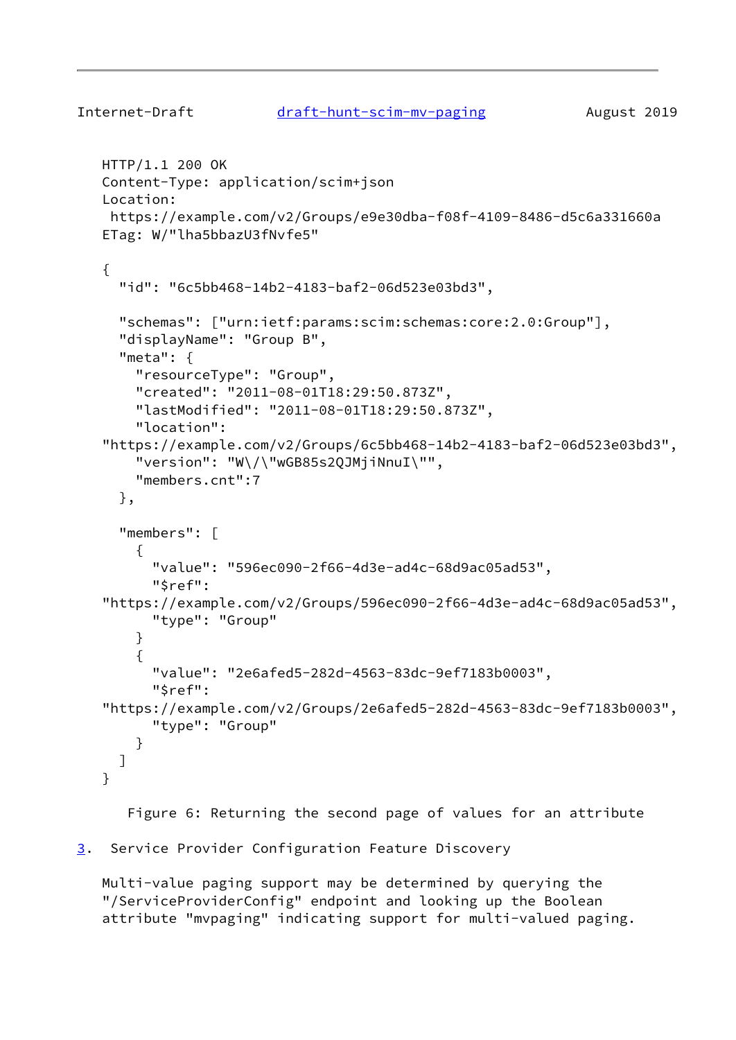```
HTTP/1.1 200 OK
Content-Type: application/scim+json
Location:
 https://example.com/v2/Groups/e9e30dba-f08f-4109-8486-d5c6a331660a
ETag: W/"lha5bbazU3fNvfe5"

{
  "id": "6c5bb468-14b2-4183-baf2-06d523e03bd3",

  "schemas": ["urn:ietf:params:scim:schemas:core:2.0:Group"],
  "displayName": "Group B",
  "meta": {
    "resourceType": "Group",
    "created": "2011-08-01T18:29:50.873Z",
    "lastModified": "2011-08-01T18:29:50.873Z",
    "location":
"https://example.com/v2/Groups/6c5bb468-14b2-4183-baf2-06d523e03bd3",
    "version": "W\/\"wGB85s2QJMjiNnuI\"",
    "members.cnt":7
  },

  "members": [
    {
      "value": "596ec090-2f66-4d3e-ad4c-68d9ac05ad53",
      "$ref":
"https://example.com/v2/Groups/596ec090-2f66-4d3e-ad4c-68d9ac05ad53",
      "type": "Group"
    }
    {
      "value": "2e6afed5-282d-4563-83dc-9ef7183b0003",
      "$ref":
"https://example.com/v2/Groups/2e6afed5-282d-4563-83dc-9ef7183b0003",
      "type": "Group"
    }
  ]
}
```

Figure 6: Returning the second page of values for an attribute

## 3. Service Provider Configuration Feature Discovery

Multi-value paging support may be determined by querying the "/ServiceProviderConfig" endpoint and looking up the Boolean attribute "mvpaging" indicating support for multi-valued paging.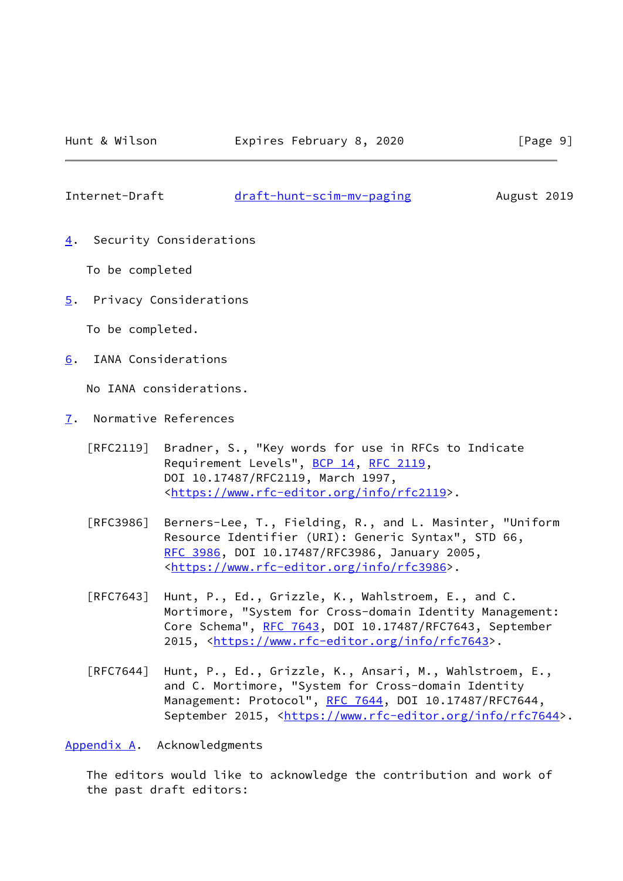## 4. Security Considerations

To be completed

## 5. Privacy Considerations

To be completed.

## 6. IANA Considerations

No IANA considerations.

## 7. Normative References

[RFC2119] Bradner, S., "Key words for use in RFCs to Indicate Requirement Levels", BCP 14, RFC 2119, DOI 10.17487/RFC2119, March 1997, <https://www.rfc-editor.org/info/rfc2119>.

[RFC3986] Berners-Lee, T., Fielding, R., and L. Masinter, "Uniform Resource Identifier (URI): Generic Syntax", STD 66, RFC 3986, DOI 10.17487/RFC3986, January 2005, <https://www.rfc-editor.org/info/rfc3986>.

[RFC7643] Hunt, P., Ed., Grizzle, K., Wahlstroem, E., and C. Mortimore, "System for Cross-domain Identity Management: Core Schema", RFC 7643, DOI 10.17487/RFC7643, September 2015, <https://www.rfc-editor.org/info/rfc7643>.

[RFC7644] Hunt, P., Ed., Grizzle, K., Ansari, M., Wahlstroem, E., and C. Mortimore, "System for Cross-domain Identity Management: Protocol", RFC 7644, DOI 10.17487/RFC7644, September 2015, <https://www.rfc-editor.org/info/rfc7644>.

## Appendix A. Acknowledgments

The editors would like to acknowledge the contribution and work of the past draft editors: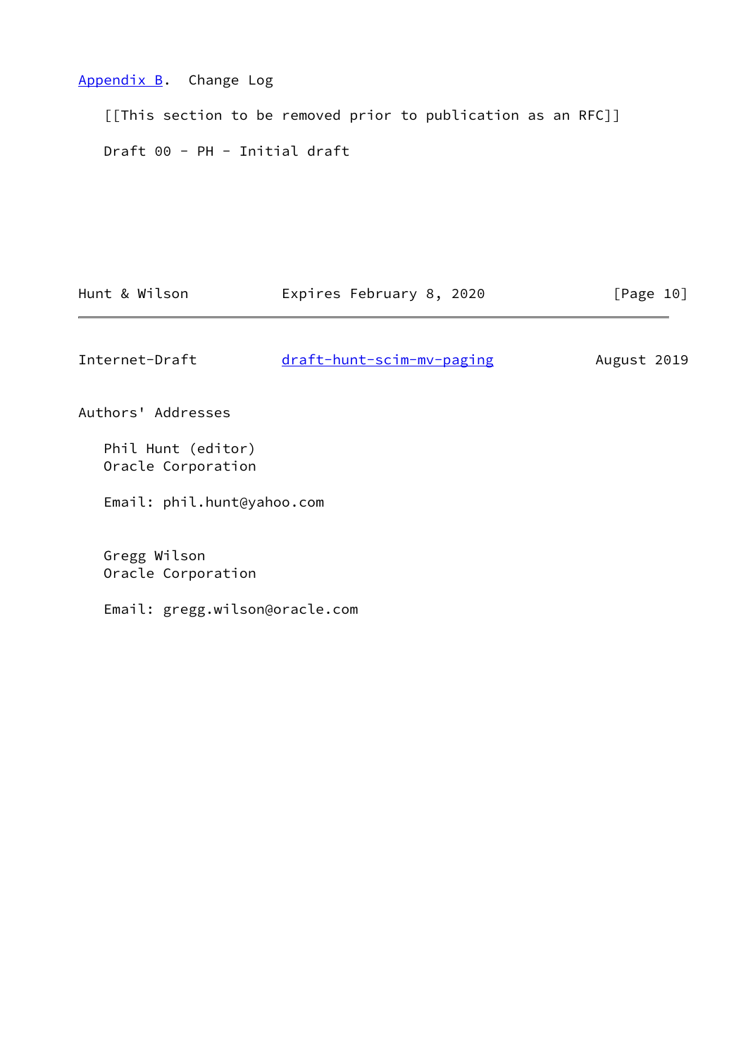## Appendix B. Change Log

[[This section to be removed prior to publication as an RFC]]

Draft 00 - PH - Initial draft

## Authors' Addresses

Phil Hunt (editor)
Oracle Corporation

Email: phil.hunt@yahoo.com

Gregg Wilson
Oracle Corporation

Email: gregg.wilson@oracle.com